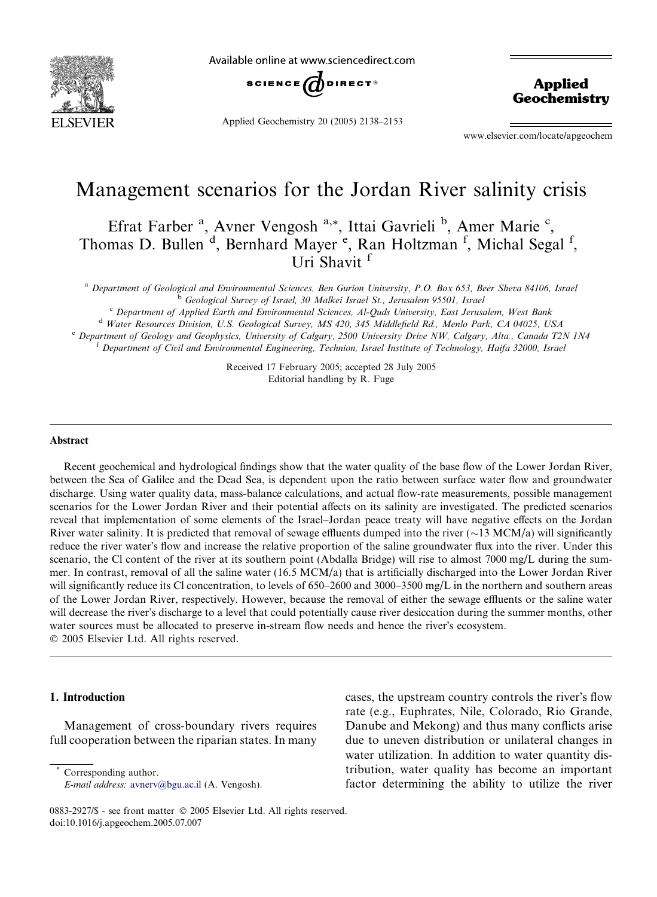# Management scenarios for the Jordan River salinity crisis

Efrat Farber [a], Avner Vengosh [a,*], Ittai Gavrieli [b], Amer Marie [c], Thomas D. Bullen [d], Bernhard Mayer [e], Ran Holtzman [f], Michal Segal [f], Uri Shavit [f]

[a] *Department of Geological and Environmental Sciences, Ben Gurion University, P.O. Box 653, Beer Sheva 84106, Israel*
[b] *Geological Survey of Israel, 30 Malkei Israel St., Jerusalem 95501, Israel*
[c] *Department of Applied Earth and Environmental Sciences, Al-Quds University, East Jerusalem, West Bank*
[d] *Water Resources Division, U.S. Geological Survey, MS 420, 345 Middlefield Rd., Menlo Park, CA 04025, USA*
[e] *Department of Geology and Geophysics, University of Calgary, 2500 University Drive NW, Calgary, Alta., Canada T2N 1N4*
[f] *Department of Civil and Environmental Engineering, Technion, Israel Institute of Technology, Haifa 32000, Israel*

Received 17 February 2005; accepted 28 July 2005
Editorial handling by R. Fuge

## Abstract

Recent geochemical and hydrological findings show that the water quality of the base flow of the Lower Jordan River, between the Sea of Galilee and the Dead Sea, is dependent upon the ratio between surface water flow and groundwater discharge. Using water quality data, mass-balance calculations, and actual flow-rate measurements, possible management scenarios for the Lower Jordan River and their potential affects on its salinity are investigated. The predicted scenarios reveal that implementation of some elements of the Israel–Jordan peace treaty will have negative effects on the Jordan River water salinity. It is predicted that removal of sewage effluents dumped into the river (~13 MCM/a) will significantly reduce the river water's flow and increase the relative proportion of the saline groundwater flux into the river. Under this scenario, the Cl content of the river at its southern point (Abdalla Bridge) will rise to almost 7000 mg/L during the summer. In contrast, removal of all the saline water (16.5 MCM/a) that is artificially discharged into the Lower Jordan River will significantly reduce its Cl concentration, to levels of 650–2600 and 3000–3500 mg/L in the northern and southern areas of the Lower Jordan River, respectively. However, because the removal of either the sewage effluents or the saline water will decrease the river's discharge to a level that could potentially cause river desiccation during the summer months, other water sources must be allocated to preserve in-stream flow needs and hence the river's ecosystem.

© 2005 Elsevier Ltd. All rights reserved.

## 1. Introduction

Management of cross-boundary rivers requires full cooperation between the riparian states. In many cases, the upstream country controls the river's flow rate (e.g., Euphrates, Nile, Colorado, Rio Grande, Danube and Mekong) and thus many conflicts arise due to uneven distribution or unilateral changes in water utilization. In addition to water quantity distribution, water quality has become an important factor determining the ability to utilize the river

\* Corresponding author.
*E-mail address:* avnerv@bgu.ac.il (A. Vengosh).

0883-2927/$ - see front matter © 2005 Elsevier Ltd. All rights reserved.
doi:10.1016/j.apgeochem.2005.07.007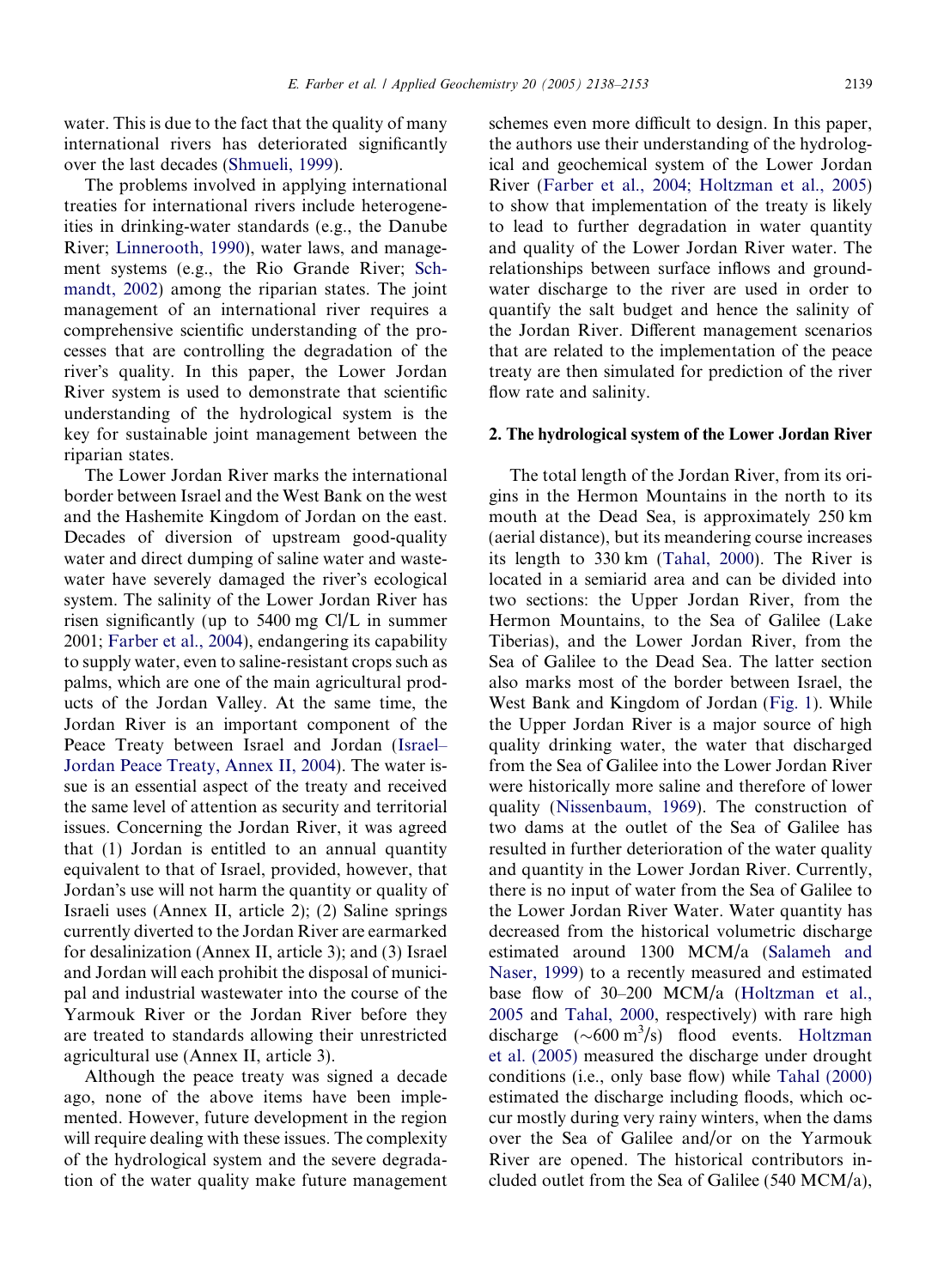water. This is due to the fact that the quality of many international rivers has deteriorated significantly over the last decades (Shmueli, 1999).

The problems involved in applying international treaties for international rivers include heterogeneities in drinking-water standards (e.g., the Danube River; Linnerooth, 1990), water laws, and management systems (e.g., the Rio Grande River; Schmandt, 2002) among the riparian states. The joint management of an international river requires a comprehensive scientific understanding of the processes that are controlling the degradation of the river's quality. In this paper, the Lower Jordan River system is used to demonstrate that scientific understanding of the hydrological system is the key for sustainable joint management between the riparian states.

The Lower Jordan River marks the international border between Israel and the West Bank on the west and the Hashemite Kingdom of Jordan on the east. Decades of diversion of upstream good-quality water and direct dumping of saline water and wastewater have severely damaged the river's ecological system. The salinity of the Lower Jordan River has risen significantly (up to 5400 mg Cl/L in summer 2001; Farber et al., 2004), endangering its capability to supply water, even to saline-resistant crops such as palms, which are one of the main agricultural products of the Jordan Valley. At the same time, the Jordan River is an important component of the Peace Treaty between Israel and Jordan (Israel–Jordan Peace Treaty, Annex II, 2004). The water issue is an essential aspect of the treaty and received the same level of attention as security and territorial issues. Concerning the Jordan River, it was agreed that (1) Jordan is entitled to an annual quantity equivalent to that of Israel, provided, however, that Jordan's use will not harm the quantity or quality of Israeli uses (Annex II, article 2); (2) Saline springs currently diverted to the Jordan River are earmarked for desalinization (Annex II, article 3); and (3) Israel and Jordan will each prohibit the disposal of municipal and industrial wastewater into the course of the Yarmouk River or the Jordan River before they are treated to standards allowing their unrestricted agricultural use (Annex II, article 3).

Although the peace treaty was signed a decade ago, none of the above items have been implemented. However, future development in the region will require dealing with these issues. The complexity of the hydrological system and the severe degradation of the water quality make future management schemes even more difficult to design. In this paper, the authors use their understanding of the hydrological and geochemical system of the Lower Jordan River (Farber et al., 2004; Holtzman et al., 2005) to show that implementation of the treaty is likely to lead to further degradation in water quantity and quality of the Lower Jordan River water. The relationships between surface inflows and groundwater discharge to the river are used in order to quantify the salt budget and hence the salinity of the Jordan River. Different management scenarios that are related to the implementation of the peace treaty are then simulated for prediction of the river flow rate and salinity.

## 2. The hydrological system of the Lower Jordan River

The total length of the Jordan River, from its origins in the Hermon Mountains in the north to its mouth at the Dead Sea, is approximately 250 km (aerial distance), but its meandering course increases its length to 330 km (Tahal, 2000). The River is located in a semiarid area and can be divided into two sections: the Upper Jordan River, from the Hermon Mountains, to the Sea of Galilee (Lake Tiberias), and the Lower Jordan River, from the Sea of Galilee to the Dead Sea. The latter section also marks most of the border between Israel, the West Bank and Kingdom of Jordan (Fig. 1). While the Upper Jordan River is a major source of high quality drinking water, the water that discharged from the Sea of Galilee into the Lower Jordan River were historically more saline and therefore of lower quality (Nissenbaum, 1969). The construction of two dams at the outlet of the Sea of Galilee has resulted in further deterioration of the water quality and quantity in the Lower Jordan River. Currently, there is no input of water from the Sea of Galilee to the Lower Jordan River Water. Water quantity has decreased from the historical volumetric discharge estimated around 1300 MCM/a (Salameh and Naser, 1999) to a recently measured and estimated base flow of 30–200 MCM/a (Holtzman et al., 2005 and Tahal, 2000, respectively) with rare high discharge ($\sim$600 $m^3/s$) flood events. Holtzman et al. (2005) measured the discharge under drought conditions (i.e., only base flow) while Tahal (2000) estimated the discharge including floods, which occur mostly during very rainy winters, when the dams over the Sea of Galilee and/or on the Yarmouk River are opened. The historical contributors included outlet from the Sea of Galilee (540 MCM/a),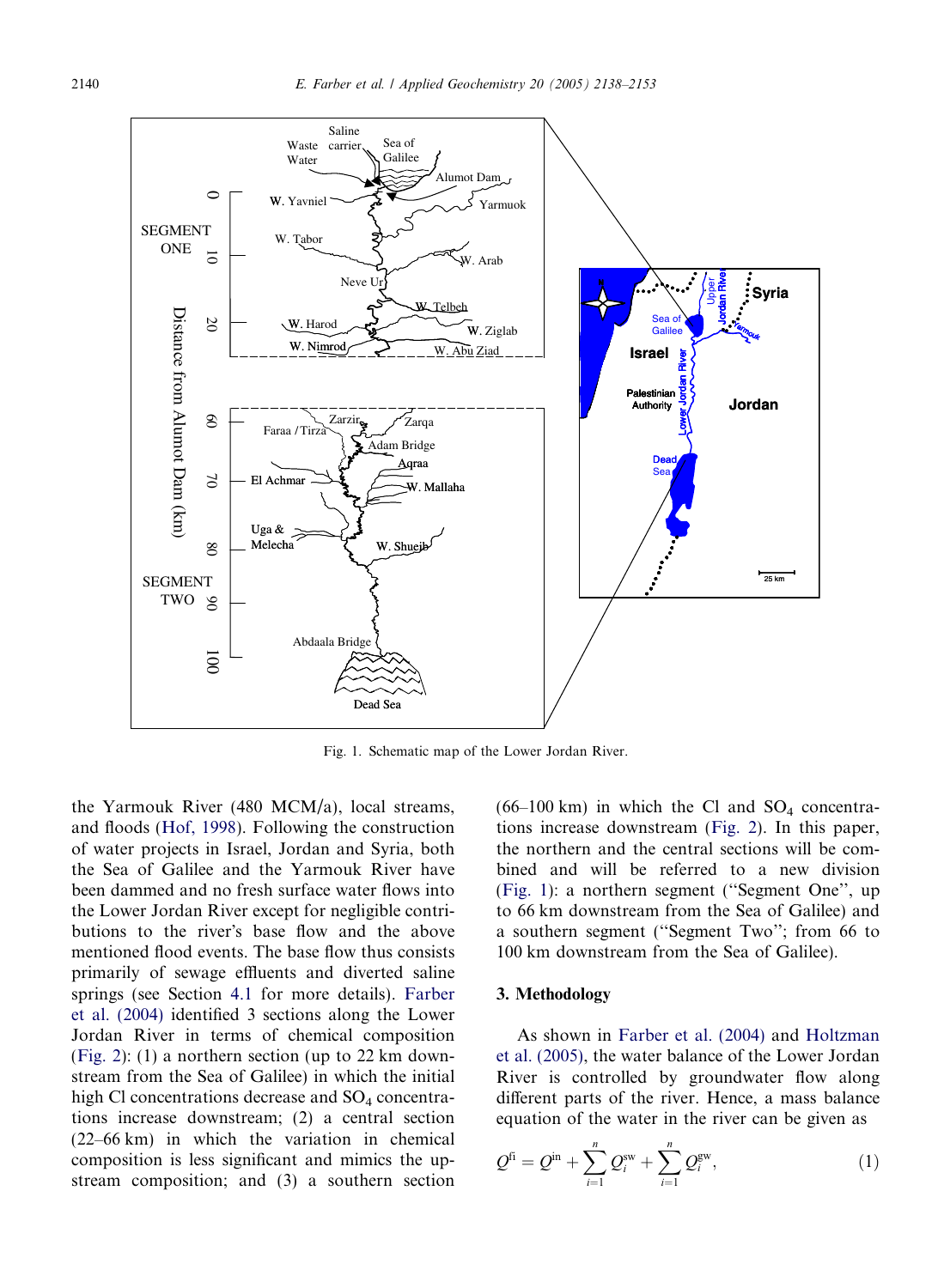Fig. 1. Schematic map of the Lower Jordan River.

the Yarmouk River (480 MCM/a), local streams, and floods (Hof, 1998). Following the construction of water projects in Israel, Jordan and Syria, both the Sea of Galilee and the Yarmouk River have been dammed and no fresh surface water flows into the Lower Jordan River except for negligible contributions to the river's base flow and the above mentioned flood events. The base flow thus consists primarily of sewage effluents and diverted saline springs (see Section 4.1 for more details). Farber et al. (2004) identified 3 sections along the Lower Jordan River in terms of chemical composition (Fig. 2): (1) a northern section (up to 22 km downstream from the Sea of Galilee) in which the initial high Cl concentrations decrease and $SO_4$ concentrations increase downstream; (2) a central section (22–66 km) in which the variation in chemical composition is less significant and mimics the upstream composition; and (3) a southern section (66–100 km) in which the Cl and $SO_4$ concentrations increase downstream (Fig. 2). In this paper, the northern and the central sections will be combined and will be referred to a new division (Fig. 1): a northern segment ("Segment One", up to 66 km downstream from the Sea of Galilee) and a southern segment ("Segment Two"; from 66 to 100 km downstream from the Sea of Galilee).

## 3. Methodology

As shown in Farber et al. (2004) and Holtzman et al. (2005), the water balance of the Lower Jordan River is controlled by groundwater flow along different parts of the river. Hence, a mass balance equation of the water in the river can be given as

$$Q^{\text{fi}} = Q^{\text{in}} + \sum_{i=1}^{n} Q_i^{\text{sw}} + \sum_{i=1}^{n} Q_i^{\text{gw}}, \tag{1}$$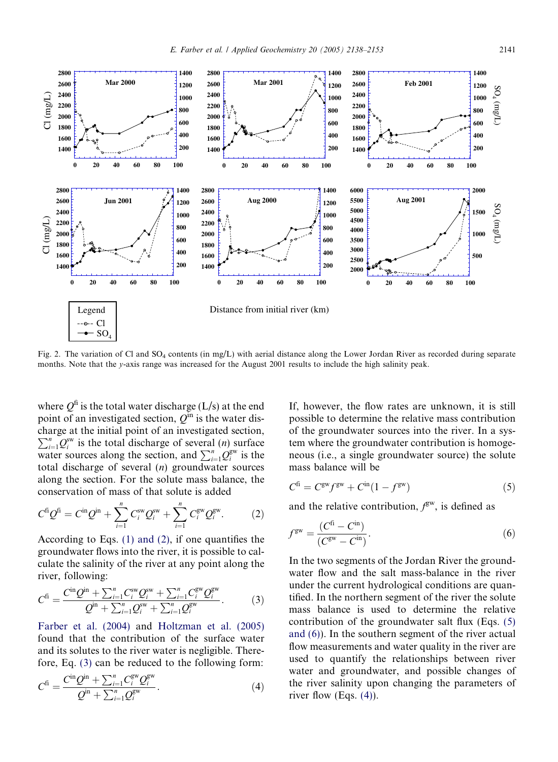Fig. 2. The variation of Cl and $SO_4$ contents (in mg/L) with aerial distance along the Lower Jordan River as recorded during separate months. Note that the y-axis range was increased for the August 2001 results to include the high salinity peak.

where $Q^{fi}$ is the total water discharge (L/s) at the end point of an investigated section, $Q^{in}$ is the water discharge at the initial point of an investigated section, $\sum_{i=1}^{n} Q_i^{sw}$ is the total discharge of several ($n$) surface water sources along the section, and $\sum_{i=1}^{n} Q_i^{gw}$ is the total discharge of several ($n$) groundwater sources along the section. For the solute mass balance, the conservation of mass of that solute is added

$$C^{fi}Q^{fi} = C^{in}Q^{in} + \sum_{i=1}^{n} C_i^{sw}Q_i^{sw} + \sum_{i=1}^{n} C_i^{gw}Q_i^{gw}. \tag{2}$$

According to Eqs. (1) and (2), if one quantifies the groundwater flows into the river, it is possible to calculate the salinity of the river at any point along the river, following:

$$C^{fi} = \frac{C^{in}Q^{in} + \sum_{i=1}^{n} C_i^{sw}Q_i^{sw} + \sum_{i=1}^{n} C_i^{gw}Q_i^{gw}}{Q^{in} + \sum_{i=1}^{n} Q_i^{sw} + \sum_{i=1}^{n} Q_i^{gw}}. \tag{3}$$

Farber et al. (2004) and Holtzman et al. (2005) found that the contribution of the surface water and its solutes to the river water is negligible. Therefore, Eq. (3) can be reduced to the following form:

$$C^{fi} = \frac{C^{in}Q^{in} + \sum_{i=1}^{n} C_i^{gw}Q_i^{gw}}{Q^{in} + \sum_{i=1}^{n} Q_i^{gw}}. \tag{4}$$

If, however, the flow rates are unknown, it is still possible to determine the relative mass contribution of the groundwater sources into the river. In a system where the groundwater contribution is homogeneous (i.e., a single groundwater source) the solute mass balance will be

$$C^{fi} = C^{gw}f^{gw} + C^{in}(1 - f^{gw}) \tag{5}$$

and the relative contribution, $f^{gw}$, is defined as

$$f^{gw} = \frac{(C^{fi} - C^{in})}{(C^{gw} - C^{in})}. \tag{6}$$

In the two segments of the Jordan River the groundwater flow and the salt mass-balance in the river under the current hydrological conditions are quantified. In the northern segment of the river the solute mass balance is used to determine the relative contribution of the groundwater salt flux (Eqs. (5) and (6)). In the southern segment of the river actual flow measurements and water quality in the river are used to quantify the relationships between river water and groundwater, and possible changes of the river salinity upon changing the parameters of river flow (Eqs. (4)).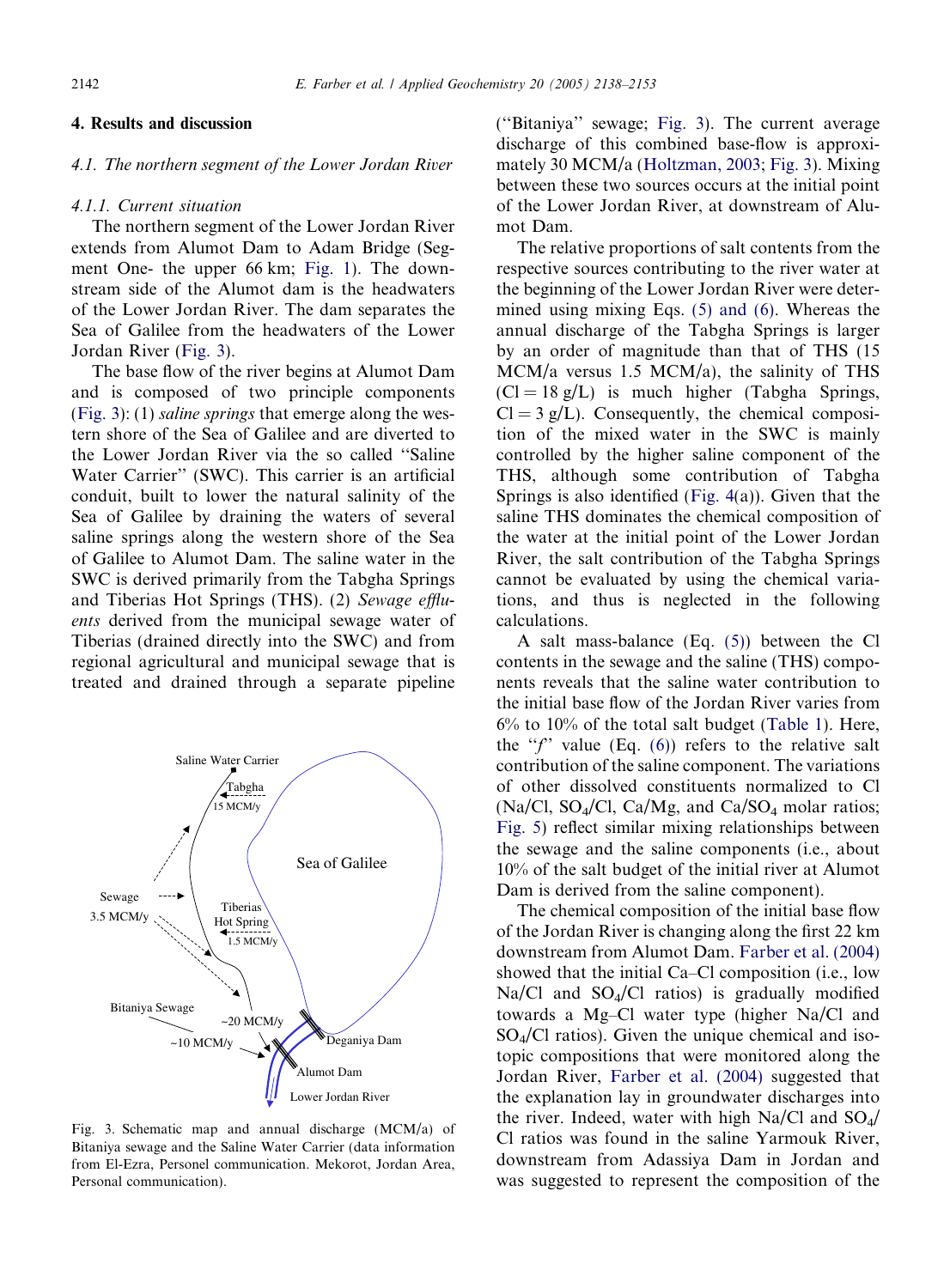## 4. Results and discussion

### 4.1. The northern segment of the Lower Jordan River

#### 4.1.1. Current situation

The northern segment of the Lower Jordan River extends from Alumot Dam to Adam Bridge (Segment One- the upper 66 km; Fig. 1). The downstream side of the Alumot dam is the headwaters of the Lower Jordan River. The dam separates the Sea of Galilee from the headwaters of the Lower Jordan River (Fig. 3).

The base flow of the river begins at Alumot Dam and is composed of two principle components (Fig. 3): (1) *saline springs* that emerge along the western shore of the Sea of Galilee and are diverted to the Lower Jordan River via the so called "Saline Water Carrier" (SWC). This carrier is an artificial conduit, built to lower the natural salinity of the Sea of Galilee by draining the waters of several saline springs along the western shore of the Sea of Galilee to Alumot Dam. The saline water in the SWC is derived primarily from the Tabgha Springs and Tiberias Hot Springs (THS). (2) *Sewage effluents* derived from the municipal sewage water of Tiberias (drained directly into the SWC) and from regional agricultural and municipal sewage that is treated and drained through a separate pipeline ("Bitaniya" sewage; Fig. 3). The current average discharge of this combined base-flow is approximately 30 MCM/a (Holtzman, 2003; Fig. 3). Mixing between these two sources occurs at the initial point of the Lower Jordan River, at downstream of Alumot Dam.

Fig. 3. Schematic map and annual discharge (MCM/a) of Bitaniya sewage and the Saline Water Carrier (data information from El-Ezra, Personel communication. Mekorot, Jordan Area, Personal communication).

The relative proportions of salt contents from the respective sources contributing to the river water at the beginning of the Lower Jordan River were determined using mixing Eqs. (5) and (6). Whereas the annual discharge of the Tabgha Springs is larger by an order of magnitude than that of THS (15 MCM/a versus 1.5 MCM/a), the salinity of THS ($Cl = 18$ g/L) is much higher (Tabgha Springs, $Cl = 3$ g/L). Consequently, the chemical composition of the mixed water in the SWC is mainly controlled by the higher saline component of the THS, although some contribution of Tabgha Springs is also identified (Fig. 4(a)). Given that the saline THS dominates the chemical composition of the water at the initial point of the Lower Jordan River, the salt contribution of the Tabgha Springs cannot be evaluated by using the chemical variations, and thus is neglected in the following calculations.

A salt mass-balance (Eq. (5)) between the Cl contents in the sewage and the saline (THS) components reveals that the saline water contribution to the initial base flow of the Jordan River varies from 6% to 10% of the total salt budget (Table 1). Here, the "$f$" value (Eq. (6)) refers to the relative salt contribution of the saline component. The variations of other dissolved constituents normalized to Cl (Na/Cl, $SO_4$/Cl, Ca/Mg, and $Ca/SO_4$ molar ratios; Fig. 5) reflect similar mixing relationships between the sewage and the saline components (i.e., about 10% of the salt budget of the initial river at Alumot Dam is derived from the saline component).

The chemical composition of the initial base flow of the Jordan River is changing along the first 22 km downstream from Alumot Dam. Farber et al. (2004) showed that the initial Ca–Cl composition (i.e., low Na/Cl and $SO_4$/Cl ratios) is gradually modified towards a Mg–Cl water type (higher Na/Cl and $SO_4$/Cl ratios). Given the unique chemical and isotopic compositions that were monitored along the Jordan River, Farber et al. (2004) suggested that the explanation lay in groundwater discharges into the river. Indeed, water with high Na/Cl and $SO_4$/Cl ratios was found in the saline Yarmouk River, downstream from Adassiya Dam in Jordan and was suggested to represent the composition of the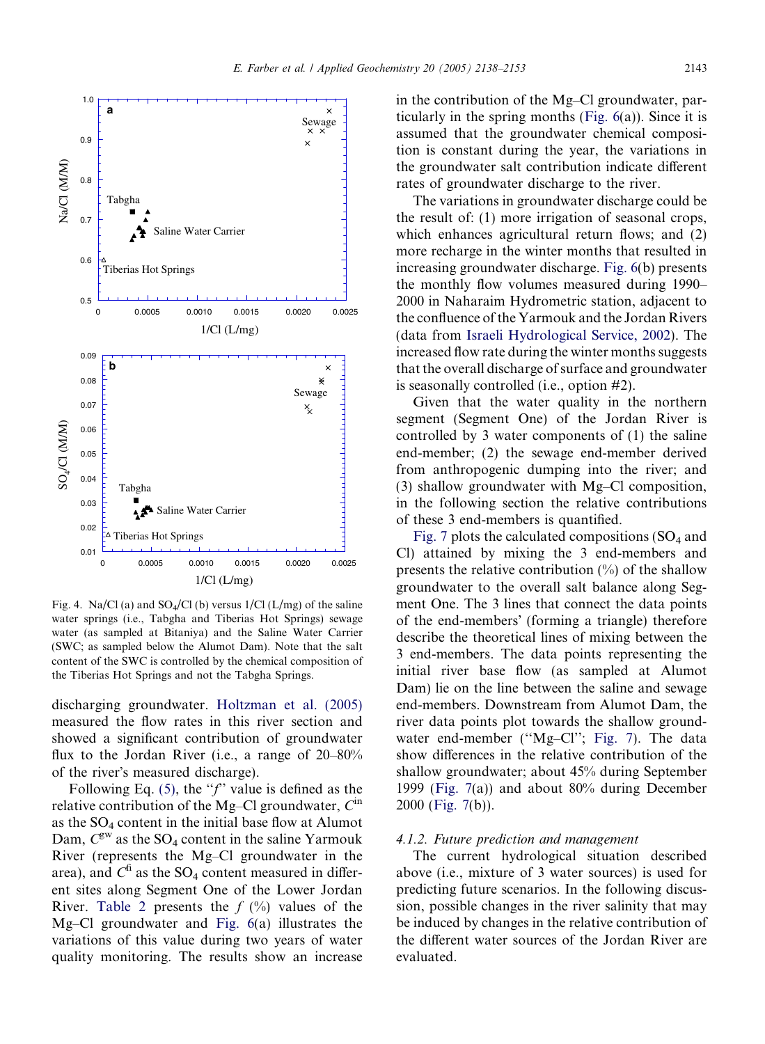Fig. 4. Na/Cl (a) and $SO_4$/Cl (b) versus 1/Cl (L/mg) of the saline water springs (i.e., Tabgha and Tiberias Hot Springs) sewage water (as sampled at Bitaniya) and the Saline Water Carrier (SWC; as sampled below the Alumot Dam). Note that the salt content of the SWC is controlled by the chemical composition of the Tiberias Hot Springs and not the Tabgha Springs.

discharging groundwater. Holtzman et al. (2005) measured the flow rates in this river section and showed a significant contribution of groundwater flux to the Jordan River (i.e., a range of 20–80% of the river's measured discharge).

Following Eq. (5), the "$f$" value is defined as the relative contribution of the Mg–Cl groundwater, $C^{\text{in}}$ as the $SO_4$ content in the initial base flow at Alumot Dam, $C^{\text{gw}}$ as the $SO_4$ content in the saline Yarmouk River (represents the Mg–Cl groundwater in the area), and $C^{\text{fi}}$ as the $SO_4$ content measured in different sites along Segment One of the Lower Jordan River. Table 2 presents the $f$ (%) values of the Mg–Cl groundwater and Fig. 6(a) illustrates the variations of this value during two years of water quality monitoring. The results show an increase in the contribution of the Mg–Cl groundwater, particularly in the spring months (Fig. 6(a)). Since it is assumed that the groundwater chemical composition is constant during the year, the variations in the groundwater salt contribution indicate different rates of groundwater discharge to the river.

The variations in groundwater discharge could be the result of: (1) more irrigation of seasonal crops, which enhances agricultural return flows; and (2) more recharge in the winter months that resulted in increasing groundwater discharge. Fig. 6(b) presents the monthly flow volumes measured during 1990–2000 in Naharaim Hydrometric station, adjacent to the confluence of the Yarmouk and the Jordan Rivers (data from Israeli Hydrological Service, 2002). The increased flow rate during the winter months suggests that the overall discharge of surface and groundwater is seasonally controlled (i.e., option #2).

Given that the water quality in the northern segment (Segment One) of the Jordan River is controlled by 3 water components of (1) the saline end-member; (2) the sewage end-member derived from anthropogenic dumping into the river; and (3) shallow groundwater with Mg–Cl composition, in the following section the relative contributions of these 3 end-members is quantified.

Fig. 7 plots the calculated compositions ($SO_4$ and Cl) attained by mixing the 3 end-members and presents the relative contribution (%) of the shallow groundwater to the overall salt balance along Segment One. The 3 lines that connect the data points of the end-members' (forming a triangle) therefore describe the theoretical lines of mixing between the 3 end-members. The data points representing the initial river base flow (as sampled at Alumot Dam) lie on the line between the saline and sewage end-members. Downstream from Alumot Dam, the river data points plot towards the shallow groundwater end-member ("Mg–Cl"; Fig. 7). The data show differences in the relative contribution of the shallow groundwater; about 45% during September 1999 (Fig. 7(a)) and about 80% during December 2000 (Fig. 7(b)).

### 4.1.2. Future prediction and management

The current hydrological situation described above (i.e., mixture of 3 water sources) is used for predicting future scenarios. In the following discussion, possible changes in the river salinity that may be induced by changes in the relative contribution of the different water sources of the Jordan River are evaluated.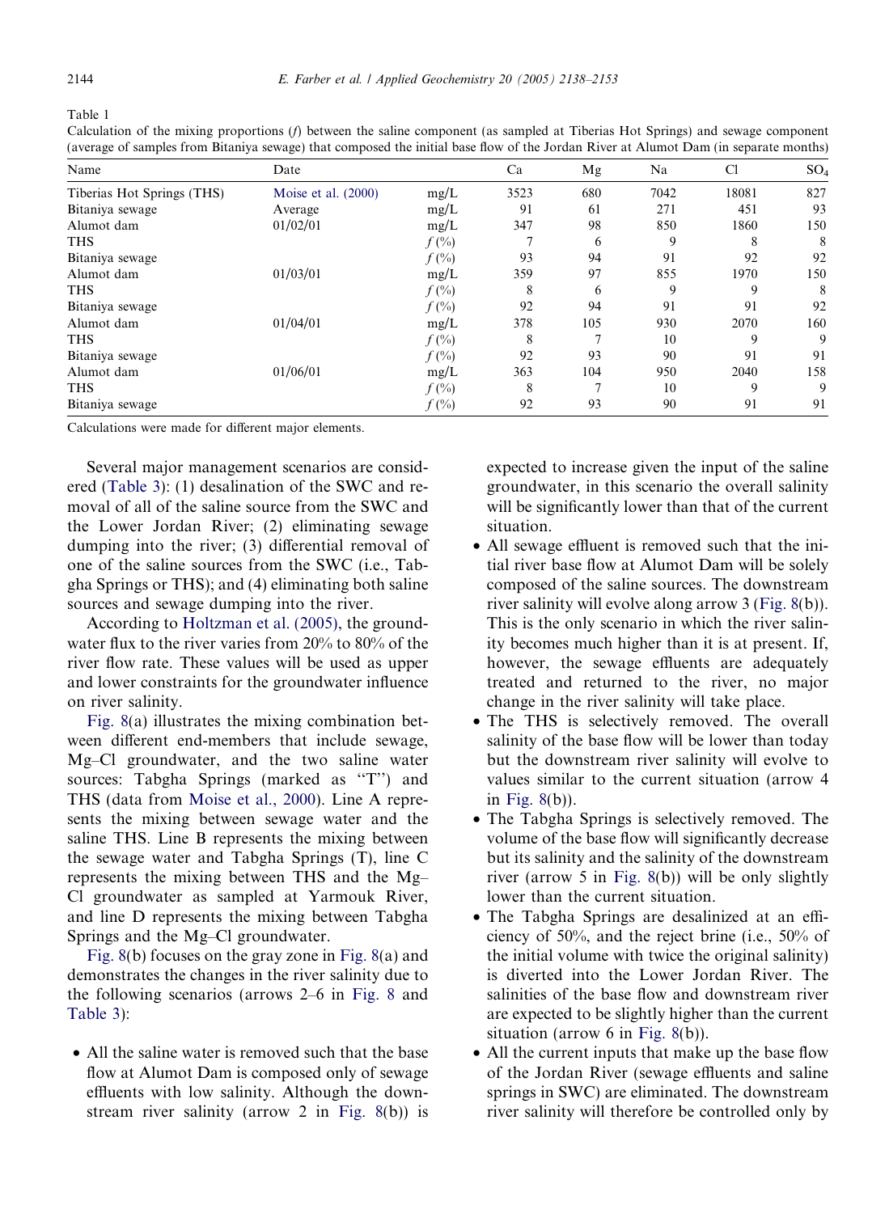Table 1
Calculation of the mixing proportions ($f$) between the saline component (as sampled at Tiberias Hot Springs) and sewage component (average of samples from Bitaniya sewage) that composed the initial base flow of the Jordan River at Alumot Dam (in separate months)

| Name | Date | | Ca | Mg | Na | Cl | $SO_4$ |
|---|---|---|---|---|---|---|---|
| Tiberias Hot Springs (THS) | Moise et al. (2000) | mg/L | 3523 | 680 | 7042 | 18081 | 827 |
| Bitaniya sewage | Average | mg/L | 91 | 61 | 271 | 451 | 93 |
| Alumot dam | 01/02/01 | mg/L | 347 | 98 | 850 | 1860 | 150 |
| THS | | $f$ (%) | 7 | 6 | 9 | 8 | 8 |
| Bitaniya sewage | | $f$ (%) | 93 | 94 | 91 | 92 | 92 |
| Alumot dam | 01/03/01 | mg/L | 359 | 97 | 855 | 1970 | 150 |
| THS | | $f$ (%) | 8 | 6 | 9 | 9 | 8 |
| Bitaniya sewage | | $f$ (%) | 92 | 94 | 91 | 91 | 92 |
| Alumot dam | 01/04/01 | mg/L | 378 | 105 | 930 | 2070 | 160 |
| THS | | $f$ (%) | 8 | 7 | 10 | 9 | 9 |
| Bitaniya sewage | | $f$ (%) | 92 | 93 | 90 | 91 | 91 |
| Alumot dam | 01/06/01 | mg/L | 363 | 104 | 950 | 2040 | 158 |
| THS | | $f$ (%) | 8 | 7 | 10 | 9 | 9 |
| Bitaniya sewage | | $f$ (%) | 92 | 93 | 90 | 91 | 91 |

Calculations were made for different major elements.

Several major management scenarios are considered (Table 3): (1) desalination of the SWC and removal of all of the saline source from the SWC and the Lower Jordan River; (2) eliminating sewage dumping into the river; (3) differential removal of one of the saline sources from the SWC (i.e., Tabgha Springs or THS); and (4) eliminating both saline sources and sewage dumping into the river.

According to Holtzman et al. (2005), the groundwater flux to the river varies from 20% to 80% of the river flow rate. These values will be used as upper and lower constraints for the groundwater influence on river salinity.

Fig. 8(a) illustrates the mixing combination between different end-members that include sewage, Mg–Cl groundwater, and the two saline water sources: Tabgha Springs (marked as "T") and THS (data from Moise et al., 2000). Line A represents the mixing between sewage water and the saline THS. Line B represents the mixing between the sewage water and Tabgha Springs (T), line C represents the mixing between THS and the Mg–Cl groundwater as sampled at Yarmouk River, and line D represents the mixing between Tabgha Springs and the Mg–Cl groundwater.

Fig. 8(b) focuses on the gray zone in Fig. 8(a) and demonstrates the changes in the river salinity due to the following scenarios (arrows 2–6 in Fig. 8 and Table 3):

- All the saline water is removed such that the base flow at Alumot Dam is composed only of sewage effluents with low salinity. Although the downstream river salinity (arrow 2 in Fig. 8(b)) is expected to increase given the input of the saline groundwater, in this scenario the overall salinity will be significantly lower than that of the current situation.
- All sewage effluent is removed such that the initial river base flow at Alumot Dam will be solely composed of the saline sources. The downstream river salinity will evolve along arrow 3 (Fig. 8(b)). This is the only scenario in which the river salinity becomes much higher than it is at present. If, however, the sewage effluents are adequately treated and returned to the river, no major change in the river salinity will take place.
- The THS is selectively removed. The overall salinity of the base flow will be lower than today but the downstream river salinity will evolve to values similar to the current situation (arrow 4 in Fig. 8(b)).
- The Tabgha Springs is selectively removed. The volume of the base flow will significantly decrease but its salinity and the salinity of the downstream river (arrow 5 in Fig. 8(b)) will be only slightly lower than the current situation.
- The Tabgha Springs are desalinized at an efficiency of 50%, and the reject brine (i.e., 50% of the initial volume with twice the original salinity) is diverted into the Lower Jordan River. The salinities of the base flow and downstream river are expected to be slightly higher than the current situation (arrow 6 in Fig. 8(b)).
- All the current inputs that make up the base flow of the Jordan River (sewage effluents and saline springs in SWC) are eliminated. The downstream river salinity will therefore be controlled only by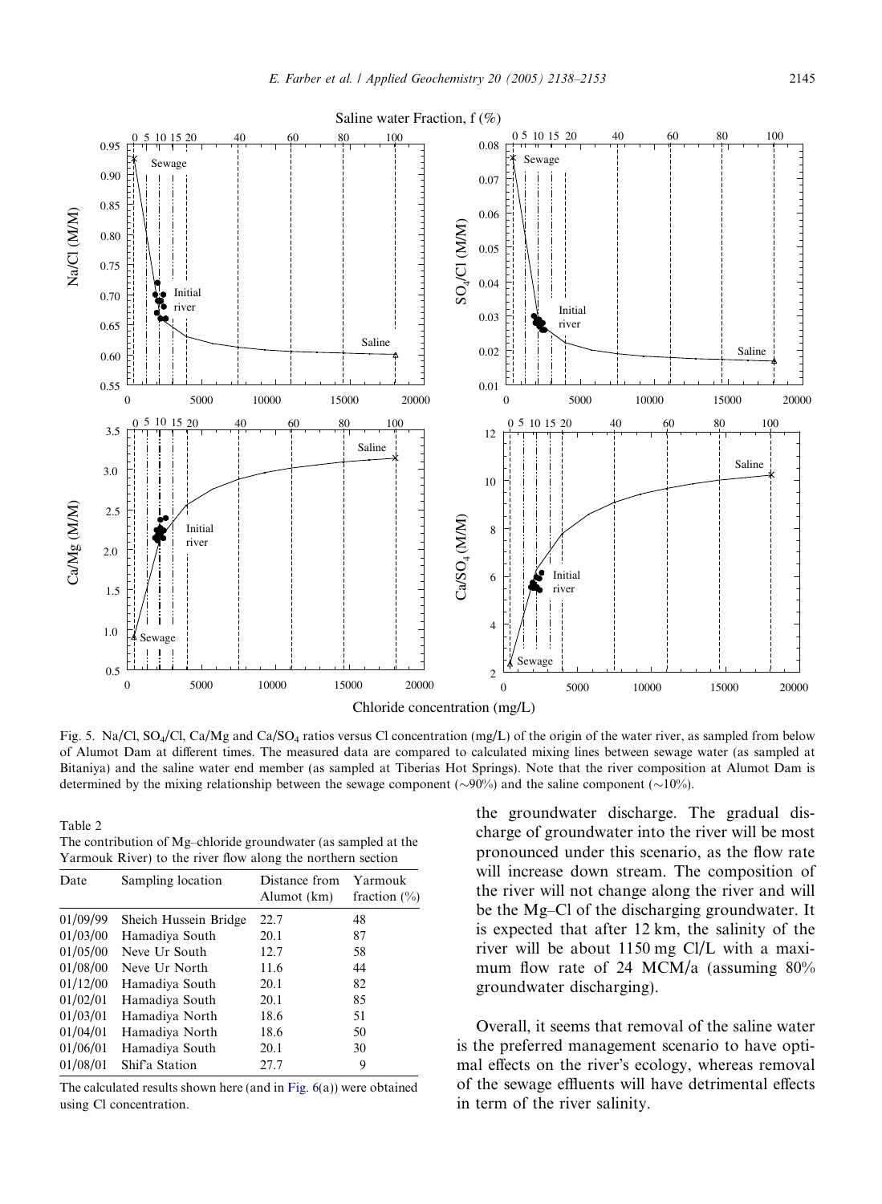Fig. 5. Na/Cl, $SO_4$/Cl, Ca/Mg and Ca/$SO_4$ ratios versus Cl concentration (mg/L) of the origin of the water river, as sampled from below of Alumot Dam at different times. The measured data are compared to calculated mixing lines between sewage water (as sampled at Bitaniya) and the saline water end member (as sampled at Tiberias Hot Springs). Note that the river composition at Alumot Dam is determined by the mixing relationship between the sewage component (~90%) and the saline component (~10%).

Table 2
The contribution of Mg–chloride groundwater (as sampled at the Yarmouk River) to the river flow along the northern section

| Date | Sampling location | Distance from Alumot (km) | Yarmouk fraction (%) |
|---|---|---|---|
| 01/09/99 | Sheich Hussein Bridge | 22.7 | 48 |
| 01/03/00 | Hamadiya South | 20.1 | 87 |
| 01/05/00 | Neve Ur South | 12.7 | 58 |
| 01/08/00 | Neve Ur North | 11.6 | 44 |
| 01/12/00 | Hamadiya South | 20.1 | 82 |
| 01/02/01 | Hamadiya South | 20.1 | 85 |
| 01/03/01 | Hamadiya North | 18.6 | 51 |
| 01/04/01 | Hamadiya North | 18.6 | 50 |
| 01/06/01 | Hamadiya South | 20.1 | 30 |
| 01/08/01 | Shif'a Station | 27.7 | 9 |

The calculated results shown here (and in Fig. 6(a)) were obtained using Cl concentration.

the groundwater discharge. The gradual discharge of groundwater into the river will be most pronounced under this scenario, as the flow rate will increase down stream. The composition of the river will not change along the river and will be the Mg–Cl of the discharging groundwater. It is expected that after 12 km, the salinity of the river will be about 1150 mg Cl/L with a maximum flow rate of 24 MCM/a (assuming 80% groundwater discharging).

Overall, it seems that removal of the saline water is the preferred management scenario to have optimal effects on the river's ecology, whereas removal of the sewage effluents will have detrimental effects in term of the river salinity.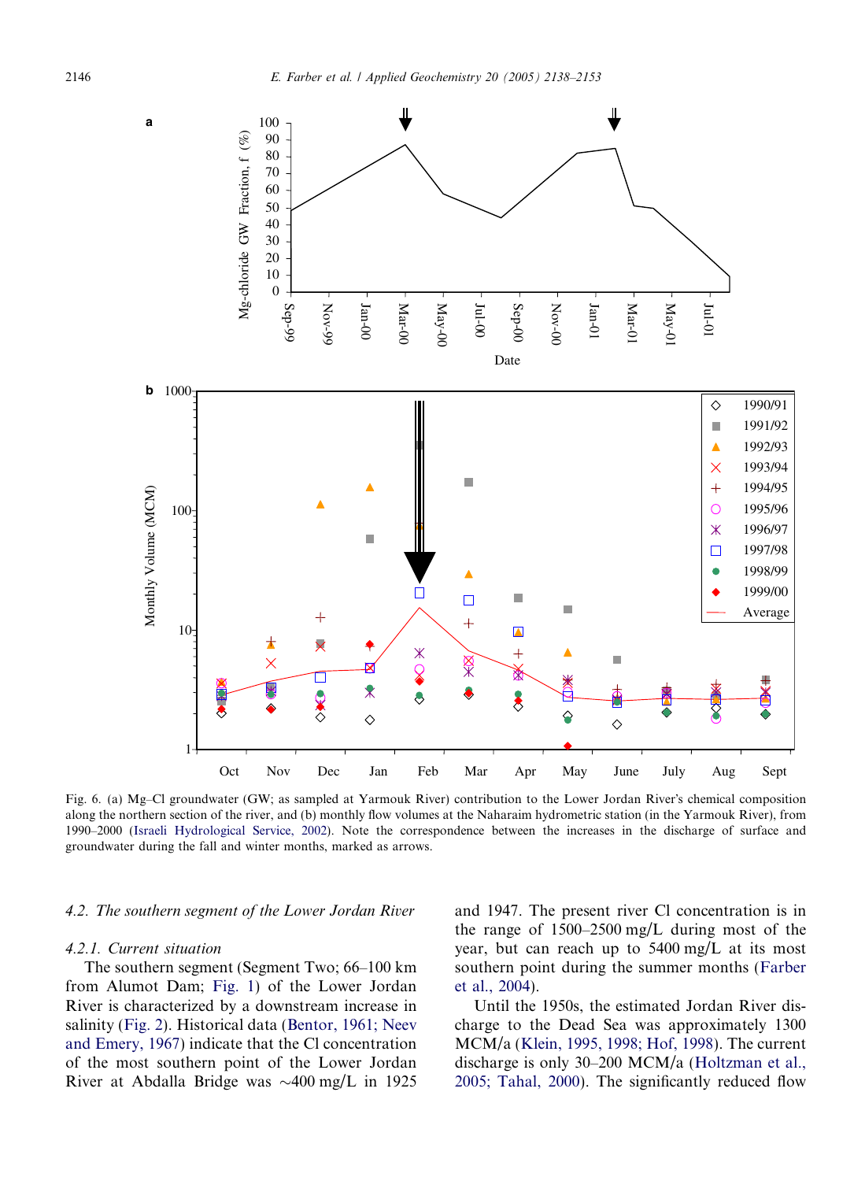Fig. 6. (a) Mg–Cl groundwater (GW; as sampled at Yarmouk River) contribution to the Lower Jordan River's chemical composition along the northern section of the river, and (b) monthly flow volumes at the Naharaim hydrometric station (in the Yarmouk River), from 1990–2000 (Israeli Hydrological Service, 2002). Note the correspondence between the increases in the discharge of surface and groundwater during the fall and winter months, marked as arrows.

### 4.2. The southern segment of the Lower Jordan River

#### 4.2.1. Current situation

The southern segment (Segment Two; 66–100 km from Alumot Dam; Fig. 1) of the Lower Jordan River is characterized by a downstream increase in salinity (Fig. 2). Historical data (Bentor, 1961; Neev and Emery, 1967) indicate that the Cl concentration of the most southern point of the Lower Jordan River at Abdalla Bridge was ~400 mg/L in 1925 and 1947. The present river Cl concentration is in the range of 1500–2500 mg/L during most of the year, but can reach up to 5400 mg/L at its most southern point during the summer months (Farber et al., 2004).

Until the 1950s, the estimated Jordan River discharge to the Dead Sea was approximately 1300 MCM/a (Klein, 1995, 1998; Hof, 1998). The current discharge is only 30–200 MCM/a (Holtzman et al., 2005; Tahal, 2000). The significantly reduced flow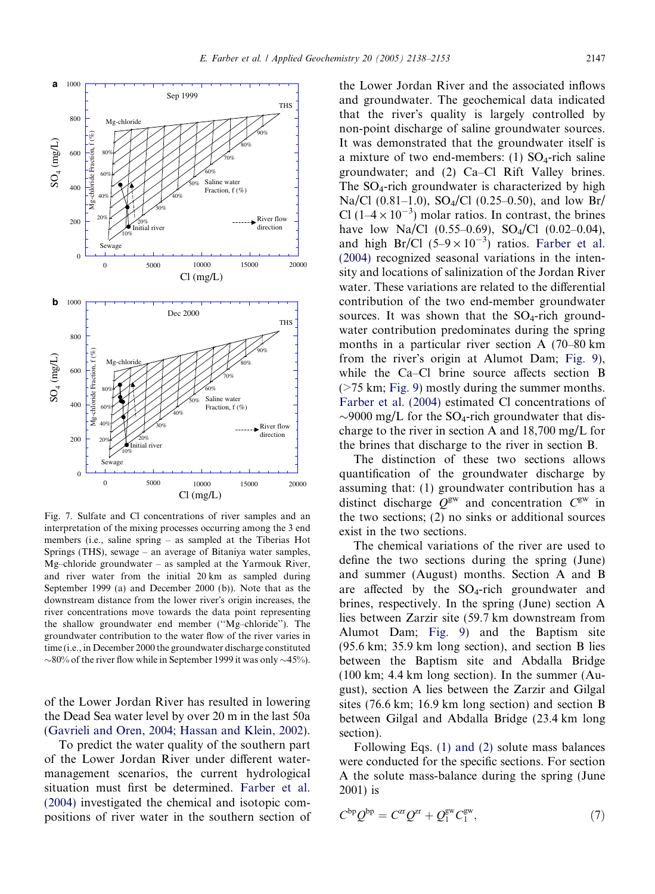Fig. 7. Sulfate and Cl concentrations of river samples and an interpretation of the mixing processes occurring among the 3 end members (i.e., saline spring – as sampled at the Tiberias Hot Springs (THS), sewage – an average of Bitaniya water samples, Mg–chloride groundwater – as sampled at the Yarmouk River, and river water from the initial 20 km as sampled during September 1999 (a) and December 2000 (b)). Note that as the downstream distance from the lower river's origin increases, the river concentrations move towards the data point representing the shallow groundwater end member ("Mg–chloride"). The groundwater contribution to the water flow of the river varies in time (i.e., in December 2000 the groundwater discharge constituted ~80% of the river flow while in September 1999 it was only ~45%).

of the Lower Jordan River has resulted in lowering the Dead Sea water level by over 20 m in the last 50a (Gavrieli and Oren, 2004; Hassan and Klein, 2002).

To predict the water quality of the southern part of the Lower Jordan River under different water-management scenarios, the current hydrological situation must first be determined. Farber et al. (2004) investigated the chemical and isotopic compositions of river water in the southern section of the Lower Jordan River and the associated inflows and groundwater. The geochemical data indicated that the river's quality is largely controlled by non-point discharge of saline groundwater sources. It was demonstrated that the groundwater itself is a mixture of two end-members: (1) $SO_4$-rich saline groundwater; and (2) Ca–Cl Rift Valley brines. The $SO_4$-rich groundwater is characterized by high Na/Cl (0.81–1.0), $SO_4$/Cl (0.25–0.50), and low Br/Cl ($1–4 \times 10^{-3}$) molar ratios. In contrast, the brines have low Na/Cl (0.55–0.69), $SO_4$/Cl (0.02–0.04), and high Br/Cl ($5–9 \times 10^{-3}$) ratios. Farber et al. (2004) recognized seasonal variations in the intensity and locations of salinization of the Jordan River water. These variations are related to the differential contribution of the two end-member groundwater sources. It was shown that the $SO_4$-rich groundwater contribution predominates during the spring months in a particular river section A (70–80 km from the river's origin at Alumot Dam; Fig. 9), while the Ca–Cl brine source affects section B (>75 km; Fig. 9) mostly during the summer months. Farber et al. (2004) estimated Cl concentrations of ~9000 mg/L for the $SO_4$-rich groundwater that discharge to the river in section A and 18,700 mg/L for the brines that discharge to the river in section B.

The distinction of these two sections allows quantification of the groundwater discharge by assuming that: (1) groundwater contribution has a distinct discharge $Q^{gw}$ and concentration $C^{gw}$ in the two sections; (2) no sinks or additional sources exist in the two sections.

The chemical variations of the river are used to define the two sections during the spring (June) and summer (August) months. Section A and B are affected by the $SO_4$-rich groundwater and brines, respectively. In the spring (June) section A lies between Zarzir site (59.7 km downstream from Alumot Dam; Fig. 9) and the Baptism site (95.6 km; 35.9 km long section), and section B lies between the Baptism site and Abdalla Bridge (100 km; 4.4 km long section). In the summer (August), section A lies between the Zarzir and Gilgal sites (76.6 km; 16.9 km section) and section B between Gilgal and Abdalla Bridge (23.4 km long section).

Following Eqs. (1) and (2) solute mass balances were conducted for the specific sections. For section A the solute mass-balance during the spring (June 2001) is

$$C^{bp}Q^{bp} = C^{zr}Q^{zr} + Q_1^{gw}C_1^{gw}, \tag{7}$$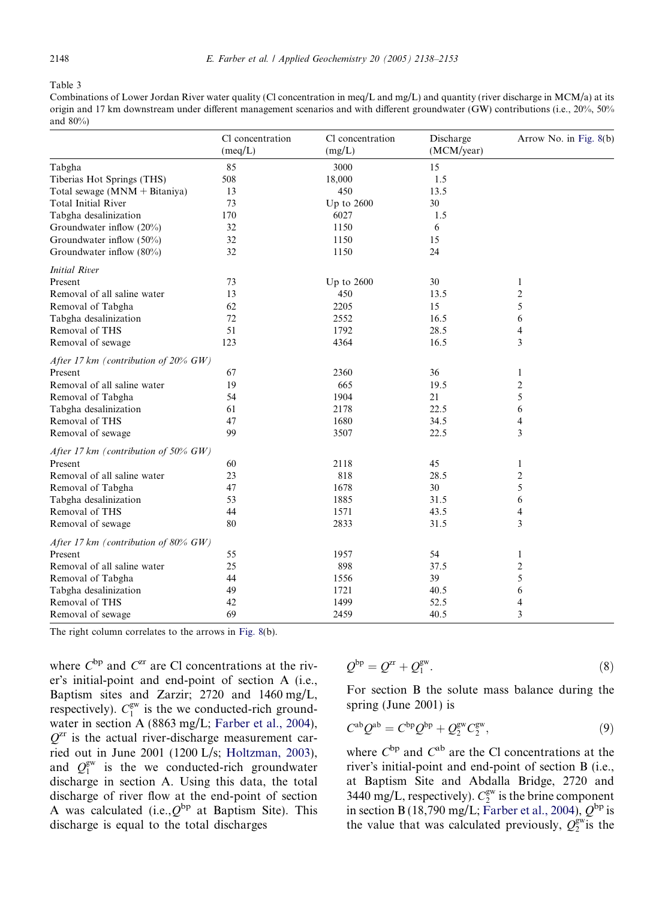Table 3

Combinations of Lower Jordan River water quality (Cl concentration in meq/L and mg/L) and quantity (river discharge in MCM/a) at its origin and 17 km downstream under different management scenarios and with different groundwater (GW) contributions (i.e., 20%, 50% and 80%)

| | Cl concentration (meq/L) | Cl concentration (mg/L) | Discharge (MCM/year) | Arrow No. in Fig. 8(b) |
|---|---|---|---|---|
| Tabgha | 85 | 3000 | 15 | |
| Tiberias Hot Springs (THS) | 508 | 18,000 | 1.5 | |
| Total sewage (MNM + Bitaniya) | 13 | 450 | 13.5 | |
| Total Initial River | 73 | Up to 2600 | 30 | |
| Tabgha desalinization | 170 | 6027 | 1.5 | |
| Groundwater inflow (20%) | 32 | 1150 | 6 | |
| Groundwater inflow (50%) | 32 | 1150 | 15 | |
| Groundwater inflow (80%) | 32 | 1150 | 24 | |
| *Initial River* | | | | |
| Present | 73 | Up to 2600 | 30 | 1 |
| Removal of all saline water | 13 | 450 | 13.5 | 2 |
| Removal of Tabgha | 62 | 2205 | 15 | 5 |
| Tabgha desalinization | 72 | 2552 | 16.5 | 6 |
| Removal of THS | 51 | 1792 | 28.5 | 4 |
| Removal of sewage | 123 | 4364 | 16.5 | 3 |
| *After 17 km (contribution of 20% GW)* | | | | |
| Present | 67 | 2360 | 36 | 1 |
| Removal of all saline water | 19 | 665 | 19.5 | 2 |
| Removal of Tabgha | 54 | 1904 | 21 | 5 |
| Tabgha desalinization | 61 | 2178 | 22.5 | 6 |
| Removal of THS | 47 | 1680 | 34.5 | 4 |
| Removal of sewage | 99 | 3507 | 22.5 | 3 |
| *After 17 km (contribution of 50% GW)* | | | | |
| Present | 60 | 2118 | 45 | 1 |
| Removal of all saline water | 23 | 818 | 28.5 | 2 |
| Removal of Tabgha | 47 | 1678 | 30 | 5 |
| Tabgha desalinization | 53 | 1885 | 31.5 | 6 |
| Removal of THS | 44 | 1571 | 43.5 | 4 |
| Removal of sewage | 80 | 2833 | 31.5 | 3 |
| *After 17 km (contribution of 80% GW)* | | | | |
| Present | 55 | 1957 | 54 | 1 |
| Removal of all saline water | 25 | 898 | 37.5 | 2 |
| Removal of Tabgha | 44 | 1556 | 39 | 5 |
| Tabgha desalinization | 49 | 1721 | 40.5 | 6 |
| Removal of THS | 42 | 1499 | 52.5 | 4 |
| Removal of sewage | 69 | 2459 | 40.5 | 3 |

The right column correlates to the arrows in Fig. 8(b).

where $C^{bp}$ and $C^{zr}$ are Cl concentrations at the river's initial-point and end-point of section A (i.e., Baptism sites and Zarzir; 2720 and 1460 mg/L, respectively). $C_1^{gw}$ is the we conducted-rich groundwater in section A (8863 mg/L; Farber et al., 2004), $Q^{zr}$ is the actual river-discharge measurement carried out in June 2001 (1200 L/s; Holtzman, 2003), and $Q_1^{gw}$ is the we conducted-rich groundwater discharge in section A. Using this data, the total discharge of river flow at the end-point of section A was calculated (i.e., $Q^{bp}$ at Baptism Site). This discharge is equal to the total discharges

$$Q^{bp} = Q^{zr} + Q_1^{gw}. \tag{8}$$

For section B the solute mass balance during the spring (June 2001) is

$$C^{ab}Q^{ab} = C^{bp}Q^{bp} + Q_2^{gw}C_2^{gw}, \tag{9}$$

where $C^{bp}$ and $C^{ab}$ are the Cl concentrations at the river's initial-point and end-point of section B (i.e., at Baptism Site and Abdalla Bridge, 2720 and 3440 mg/L, respectively). $C_2^{gw}$ is the brine component in section B (18,790 mg/L; Farber et al., 2004), $Q^{bp}$ is the value that was calculated previously, $Q_2^{gw}$ is the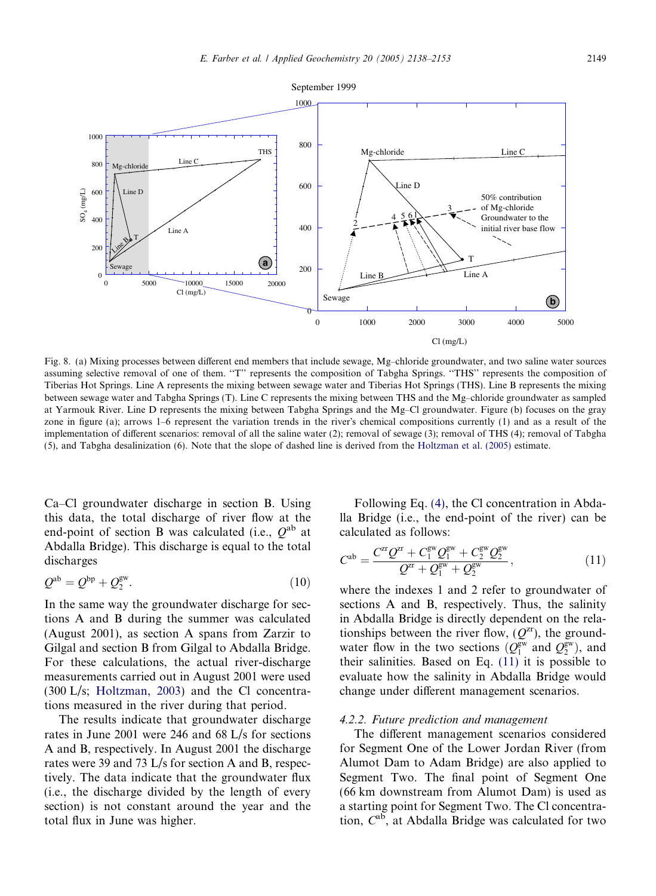Fig. 8. (a) Mixing processes between different end members that include sewage, Mg–chloride groundwater, and two saline water sources assuming selective removal of one of them. "T" represents the composition of Tabgha Springs. "THS" represents the composition of Tiberias Hot Springs. Line A represents the mixing between sewage water and Tiberias Hot Springs (THS). Line B represents the mixing between sewage water and Tabgha Springs (T). Line C represents the mixing between THS and the Mg–chloride groundwater as sampled at Yarmouk River. Line D represents the mixing between Tabgha Springs and the Mg–Cl groundwater. Figure (b) focuses on the gray zone in figure (a); arrows 1–6 represent the variation trends in the river's chemical compositions currently (1) and as a result of the implementation of different scenarios: removal of all the saline water (2); removal of sewage (3); removal of THS (4); removal of Tabgha (5), and Tabgha desalinization (6). Note that the slope of dashed line is derived from the Holtzman et al. (2005) estimate.

Ca–Cl groundwater discharge in section B. Using this data, the total discharge of river flow at the end-point of section B was calculated (i.e., $Q^{ab}$ at Abdalla Bridge). This discharge is equal to the total discharges

$$Q^{ab} = Q^{bp} + Q_2^{gw}. \tag{10}$$

In the same way the groundwater discharge for sections A and B during the summer was calculated (August 2001), as section A spans from Zarzir to Gilgal and section B from Gilgal to Abdalla Bridge. For these calculations, the actual river-discharge measurements carried out in August 2001 were used (300 L/s; Holtzman, 2003) and the Cl concentrations measured in the river during that period.

The results indicate that groundwater discharge rates in June 2001 were 246 and 68 L/s for sections A and B, respectively. In August 2001 the discharge rates were 39 and 73 L/s for section A and B, respectively. The data indicate that the groundwater flux (i.e., the discharge divided by the length of every section) is not constant around the year and the total flux in June was higher.

Following Eq. (4), the Cl concentration in Abdalla Bridge (i.e., the end-point of the river) can be calculated as follows:

$$C^{ab} = \frac{C^{zr}Q^{zr} + C_1^{gw}Q_1^{gw} + C_2^{gw}Q_2^{gw}}{Q^{zr} + Q_1^{gw} + Q_2^{gw}}, \tag{11}$$

where the indexes 1 and 2 refer to groundwater of sections A and B, respectively. Thus, the salinity in Abdalla Bridge is directly dependent on the relationships between the river flow, ($Q^{zr}$), the groundwater flow in the two sections ($Q_1^{gw}$ and $Q_2^{gw}$), and their salinities. Based on Eq. (11) it is possible to evaluate how the salinity in Abdalla Bridge would change under different management scenarios.

### 4.2.2. Future prediction and management

The different management scenarios considered for Segment One of the Lower Jordan River (from Alumot Dam to Adam Bridge) are also applied to Segment Two. The final point of Segment One (66 km downstream from Alumot Dam) is used as a starting point for Segment Two. The Cl concentration, $C^{ab}$, at Abdalla Bridge was calculated for two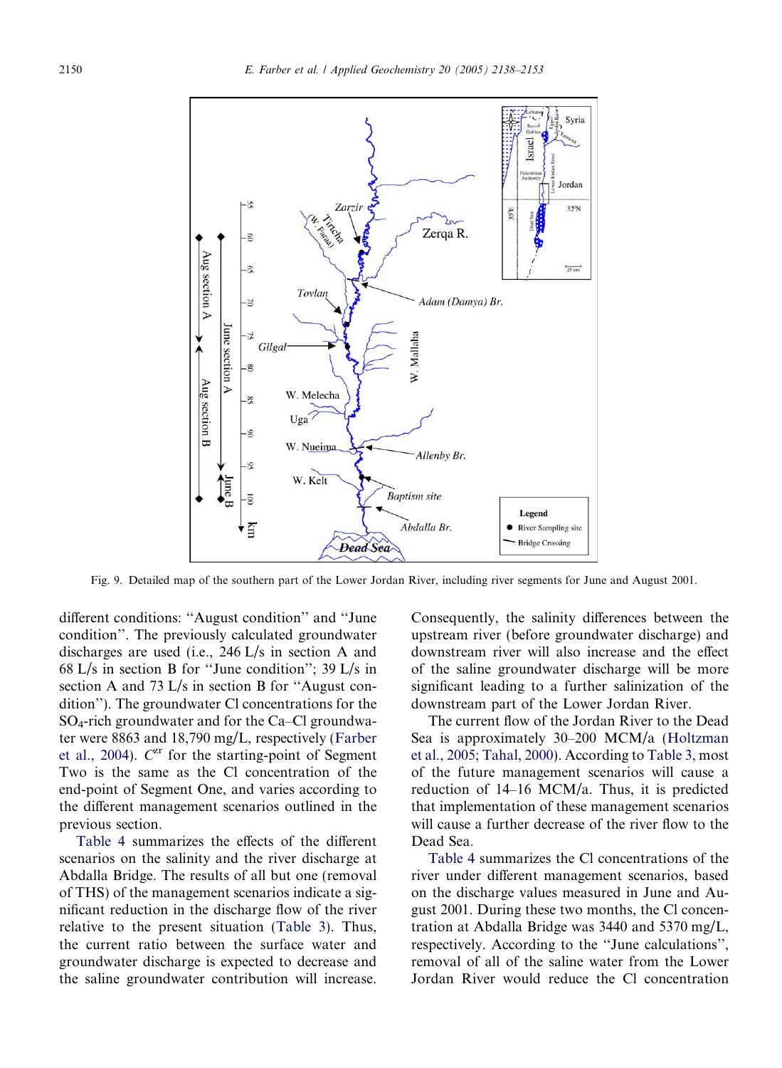Fig. 9. Detailed map of the southern part of the Lower Jordan River, including river segments for June and August 2001.

different conditions: "August condition" and "June condition". The previously calculated groundwater discharges are used (i.e., 246 L/s in section A and 68 L/s in section B for "June condition"; 39 L/s in section A and 73 L/s in section B for "August condition"). The groundwater Cl concentrations for the $SO_4$-rich groundwater and for the Ca–Cl groundwater were 8863 and 18,790 mg/L, respectively (Farber et al., 2004). $C^{zr}$ for the starting-point of Segment Two is the same as the Cl concentration of the end-point of Segment One, and varies according to the different management scenarios outlined in the previous section.

Table 4 summarizes the effects of the different scenarios on the salinity and the river discharge at Abdalla Bridge. The results of all but one (removal of THS) of the management scenarios indicate a significant reduction in the discharge flow of the river relative to the present situation (Table 3). Thus, the current ratio between the surface water and groundwater discharge is expected to decrease and the saline groundwater contribution will increase. Consequently, the salinity differences between the upstream river (before groundwater discharge) and downstream river will also increase and the effect of the saline groundwater discharge will be more significant leading to a further salinization of the downstream part of the Lower Jordan River.

The current flow of the Jordan River to the Dead Sea is approximately 30–200 MCM/a (Holtzman et al., 2005; Tahal, 2000). According to Table 3, most of the future management scenarios will cause a reduction of 14–16 MCM/a. Thus, it is predicted that implementation of these management scenarios will cause a further decrease of the river flow to the Dead Sea.

Table 4 summarizes the Cl concentrations of the river under different management scenarios, based on the discharge values measured in June and August 2001. During these two months, the Cl concentration at Abdalla Bridge was 3440 and 5370 mg/L, respectively. According to the "June calculations", removal of all of the saline water from the Lower Jordan River would reduce the Cl concentration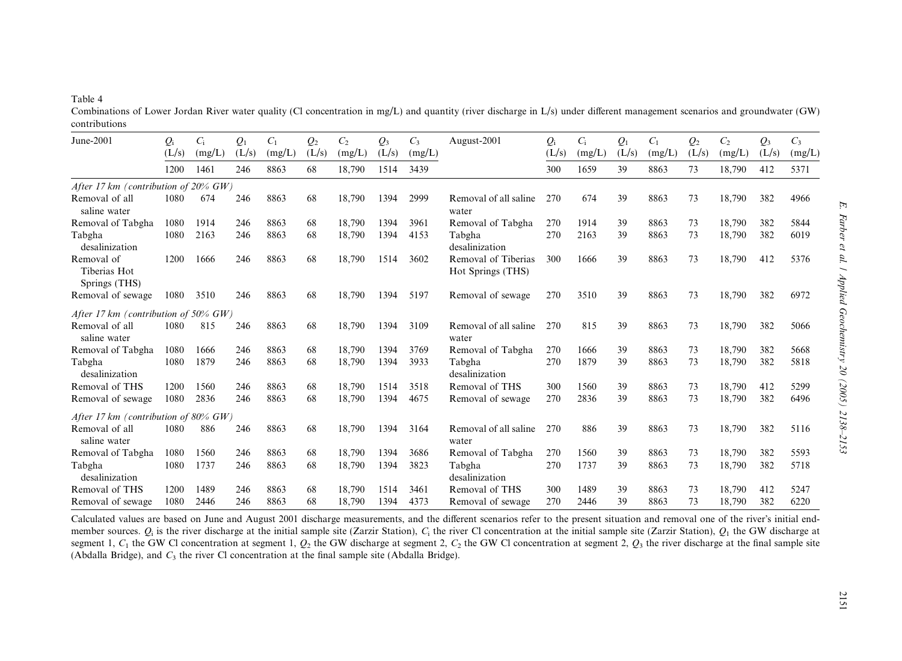Table 4

Combinations of Lower Jordan River water quality (Cl concentration in mg/L) and quantity (river discharge in L/s) under different management scenarios and groundwater (GW) contributions

| June-2001 | $Q_i$ (L/s) | $C_i$ (mg/L) | $Q_1$ (L/s) | $C_1$ (mg/L) | $Q_2$ (L/s) | $C_2$ (mg/L) | $Q_3$ (L/s) | $C_3$ (mg/L) | August-2001 | $Q_i$ (L/s) | $C_i$ (mg/L) | $Q_1$ (L/s) | $C_1$ (mg/L) | $Q_2$ (L/s) | $C_2$ (mg/L) | $Q_3$ (L/s) | $C_3$ (mg/L) |
|---|---|---|---|---|---|---|---|---|---|---|---|---|---|---|---|---|---|
| | 1200 | 1461 | 246 | 8863 | 68 | 18,790 | 1514 | 3439 | | 300 | 1659 | 39 | 8863 | 73 | 18,790 | 412 | 5371 |
| *After 17 km (contribution of 20% GW)* | | | | | | | | | | | | | | | | | |
| Removal of all saline water | 1080 | 674 | 246 | 8863 | 68 | 18,790 | 1394 | 2999 | Removal of all saline water | 270 | 674 | 39 | 8863 | 73 | 18,790 | 382 | 4966 |
| Removal of Tabgha | 1080 | 1914 | 246 | 8863 | 68 | 18,790 | 1394 | 3961 | Removal of Tabgha | 270 | 1914 | 39 | 8863 | 73 | 18,790 | 382 | 5844 |
| Tabgha desalinization | 1080 | 2163 | 246 | 8863 | 68 | 18,790 | 1394 | 4153 | Tabgha desalinization | 270 | 2163 | 39 | 8863 | 73 | 18,790 | 382 | 6019 |
| Removal of Tiberias Hot Springs (THS) | 1200 | 1666 | 246 | 8863 | 68 | 18,790 | 1514 | 3602 | Removal of Tiberias Hot Springs (THS) | 300 | 1666 | 39 | 8863 | 73 | 18,790 | 412 | 5376 |
| Removal of sewage | 1080 | 3510 | 246 | 8863 | 68 | 18,790 | 1394 | 5197 | Removal of sewage | 270 | 3510 | 39 | 8863 | 73 | 18,790 | 382 | 6972 |
| *After 17 km (contribution of 50% GW)* | | | | | | | | | | | | | | | | | |
| Removal of all saline water | 1080 | 815 | 246 | 8863 | 68 | 18,790 | 1394 | 3109 | Removal of all saline water | 270 | 815 | 39 | 8863 | 73 | 18,790 | 382 | 5066 |
| Removal of Tabgha | 1080 | 1666 | 246 | 8863 | 68 | 18,790 | 1394 | 3769 | Removal of Tabgha | 270 | 1666 | 39 | 8863 | 73 | 18,790 | 382 | 5668 |
| Tabgha desalinization | 1080 | 1879 | 246 | 8863 | 68 | 18,790 | 1394 | 3933 | Tabgha desalinization | 270 | 1879 | 39 | 8863 | 73 | 18,790 | 382 | 5818 |
| Removal of THS | 1200 | 1560 | 246 | 8863 | 68 | 18,790 | 1514 | 3518 | Removal of THS | 300 | 1560 | 39 | 8863 | 73 | 18,790 | 412 | 5299 |
| Removal of sewage | 1080 | 2836 | 246 | 8863 | 68 | 18,790 | 1394 | 4675 | Removal of sewage | 270 | 2836 | 39 | 8863 | 73 | 18,790 | 382 | 6496 |
| *After 17 km (contribution of 80% GW)* | | | | | | | | | | | | | | | | | |
| Removal of all saline water | 1080 | 886 | 246 | 8863 | 68 | 18,790 | 1394 | 3164 | Removal of all saline water | 270 | 886 | 39 | 8863 | 73 | 18,790 | 382 | 5116 |
| Removal of Tabgha | 1080 | 1560 | 246 | 8863 | 68 | 18,790 | 1394 | 3686 | Removal of Tabgha | 270 | 1560 | 39 | 8863 | 73 | 18,790 | 382 | 5593 |
| Tabgha desalinization | 1080 | 1737 | 246 | 8863 | 68 | 18,790 | 1394 | 3823 | Tabgha desalinization | 270 | 1737 | 39 | 8863 | 73 | 18,790 | 382 | 5718 |
| Removal of THS | 1200 | 1489 | 246 | 8863 | 68 | 18,790 | 1514 | 3461 | Removal of THS | 300 | 1489 | 39 | 8863 | 73 | 18,790 | 412 | 5247 |
| Removal of sewage | 1080 | 2446 | 246 | 8863 | 68 | 18,790 | 1394 | 4373 | Removal of sewage | 270 | 2446 | 39 | 8863 | 73 | 18,790 | 382 | 6220 |

Calculated values are based on June and August 2001 discharge measurements, and the different scenarios refer to the present situation and removal one of the river's initial end-member sources. $Q_i$ is the river discharge at the initial sample site (Zarzir Station), $C_i$ the river Cl concentration at the initial sample site (Zarzir Station), $Q_1$ the GW discharge at segment 1, $C_1$ the GW Cl concentration at segment 1, $Q_2$ the GW discharge at segment 2, $C_2$ the GW Cl concentration at segment 2, $Q_3$ the river discharge at the final sample site (Abdalla Bridge), and $C_3$ the river Cl concentration at the final sample site (Abdalla Bridge).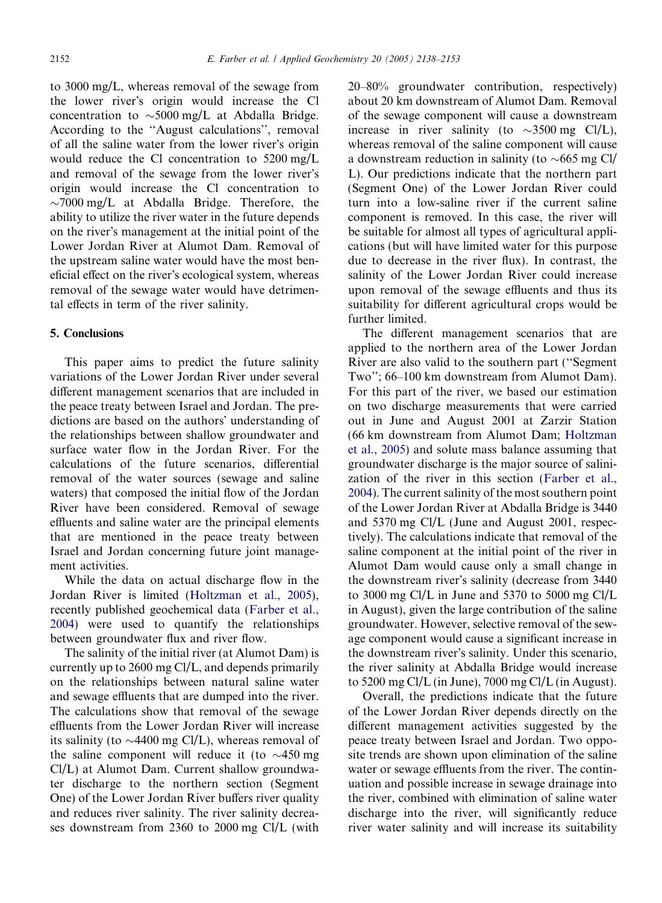to 3000 mg/L, whereas removal of the sewage from the lower river's origin would increase the Cl concentration to ~5000 mg/L at Abdalla Bridge. According to the "August calculations", removal of all the saline water from the lower river's origin would reduce the Cl concentration to 5200 mg/L and removal of the sewage from the lower river's origin would increase the Cl concentration to ~7000 mg/L at Abdalla Bridge. Therefore, the ability to utilize the river water in the future depends on the river's management at the initial point of the Lower Jordan River at Alumot Dam. Removal of the upstream saline water would have the most beneficial effect on the river's ecological system, whereas removal of the sewage water would have detrimental effects in term of the river salinity.

## 5. Conclusions

This paper aims to predict the future salinity variations of the Lower Jordan River under several different management scenarios that are included in the peace treaty between Israel and Jordan. The predictions are based on the authors' understanding of the relationships between shallow groundwater and surface water flow in the Jordan River. For the calculations of the future scenarios, differential removal of the water sources (sewage and saline waters) that composed the initial flow of the Jordan River have been considered. Removal of sewage effluents and saline water are the principal elements that are mentioned in the peace treaty between Israel and Jordan concerning future joint management activities.

While the data on actual discharge flow in the Jordan River is limited (Holtzman et al., 2005), recently published geochemical data (Farber et al., 2004) were used to quantify the relationships between groundwater flux and river flow.

The salinity of the initial river (at Alumot Dam) is currently up to 2600 mg Cl/L, and depends primarily on the relationships between natural saline water and sewage effluents that are dumped into the river. The calculations show that removal of the sewage effluents from the Lower Jordan River will increase its salinity (to ~4400 mg Cl/L), whereas removal of the saline component will reduce it (to ~450 mg Cl/L) at Alumot Dam. Current shallow groundwater discharge to the northern section (Segment One) of the Lower Jordan River buffers river quality and reduces river salinity. The river salinity decreases downstream from 2360 to 2000 mg Cl/L (with 20–80% groundwater contribution, respectively) about 20 km downstream of Alumot Dam. Removal of the sewage component will cause a downstream increase in river salinity (to ~3500 mg Cl/L), whereas removal of the saline component will cause a downstream reduction in salinity (to ~665 mg Cl/L). Our predictions indicate that the northern part (Segment One) of the Lower Jordan River could turn into a low-saline river if the current saline component is removed. In this case, the river will be suitable for almost all types of agricultural applications (but will have limited water for this purpose due to decrease in the river flux). In contrast, the salinity of the Lower Jordan River could increase upon removal of the sewage effluents and thus its suitability for different agricultural crops would be further limited.

The different management scenarios that are applied to the northern area of the Lower Jordan River are also valid to the southern part ("Segment Two"; 66–100 km downstream from Alumot Dam). For this part of the river, we based our estimation on two discharge measurements that were carried out in June and August 2001 at Zarzir Station (66 km downstream from Alumot Dam; Holtzman et al., 2005) and solute mass balance assuming that groundwater discharge is the major source of salinization of the river in this section (Farber et al., 2004). The current salinity of the most southern point of the Lower Jordan River at Abdalla Bridge is 3440 and 5370 mg Cl/L (June and August 2001, respectively). The calculations indicate that removal of the saline component at the initial point of the river in Alumot Dam would cause only a small change in the downstream river's salinity (decrease from 3440 to 3000 mg Cl/L in June and 5370 to 5000 mg Cl/L in August), given the large contribution of the saline groundwater. However, selective removal of the sewage component would cause a significant increase in the downstream river's salinity. Under this scenario, the river salinity at Abdalla Bridge would increase to 5200 mg Cl/L (in June), 7000 mg Cl/L (in August).

Overall, the predictions indicate that the future of the Lower Jordan River depends directly on the different management activities suggested by the peace treaty between Israel and Jordan. Two opposite trends are shown upon elimination of the saline water or sewage effluents from the river. The continuation and possible increase in sewage drainage into the river, combined with elimination of saline water discharge into the river, will significantly reduce river water salinity and will increase its suitability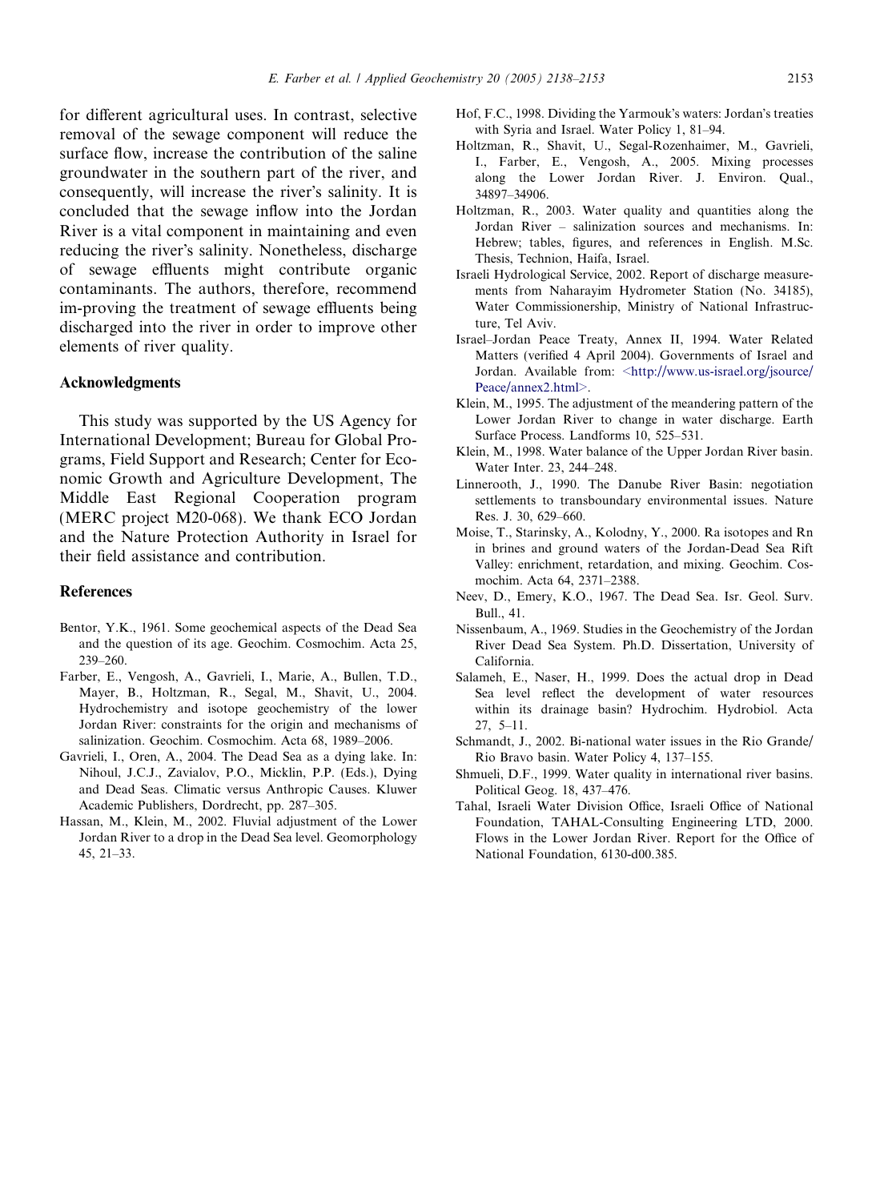for different agricultural uses. In contrast, selective removal of the sewage component will reduce the surface flow, increase the contribution of the saline groundwater in the southern part of the river, and consequently, will increase the river's salinity. It is concluded that the sewage inflow into the Jordan River is a vital component in maintaining and even reducing the river's salinity. Nonetheless, discharge of sewage effluents might contribute organic contaminants. The authors, therefore, recommend im-proving the treatment of sewage effluents being discharged into the river in order to improve other elements of river quality.

## Acknowledgments

This study was supported by the US Agency for International Development; Bureau for Global Programs, Field Support and Research; Center for Economic Growth and Agriculture Development, The Middle East Regional Cooperation program (MERC project M20-068). We thank ECO Jordan and the Nature Protection Authority in Israel for their field assistance and contribution.

## References

Bentor, Y.K., 1961. Some geochemical aspects of the Dead Sea and the question of its age. Geochim. Cosmochim. Acta 25, 239–260.

Farber, E., Vengosh, A., Gavrieli, I., Marie, A., Bullen, T.D., Mayer, B., Holtzman, R., Segal, M., Shavit, U., 2004. Hydrochemistry and isotope geochemistry of the lower Jordan River: constraints for the origin and mechanisms of salinization. Geochim. Cosmochim. Acta 68, 1989–2006.

Gavrieli, I., Oren, A., 2004. The Dead Sea as a dying lake. In: Nihoul, J.C.J., Zavialov, P.O., Micklin, P.P. (Eds.), Dying and Dead Seas. Climatic versus Anthropic Causes. Kluwer Academic Publishers, Dordrecht, pp. 287–305.

Hassan, M., Klein, M., 2002. Fluvial adjustment of the Lower Jordan River to a drop in the Dead Sea level. Geomorphology 45, 21–33.

Hof, F.C., 1998. Dividing the Yarmouk's waters: Jordan's treaties with Syria and Israel. Water Policy 1, 81–94.

Holtzman, R., Shavit, U., Segal-Rozenhaimer, M., Gavrieli, I., Farber, E., Vengosh, A., 2005. Mixing processes along the Lower Jordan River. J. Environ. Qual., 34897–34906.

Holtzman, R., 2003. Water quality and quantities along the Jordan River – salinization sources and mechanisms. In: Hebrew; tables, figures, and references in English. M.Sc. Thesis, Technion, Haifa, Israel.

Israeli Hydrological Service, 2002. Report of discharge measurements from Naharayim Hydrometer Station (No. 34185), Water Commissionership, Ministry of National Infrastructure, Tel Aviv.

Israel–Jordan Peace Treaty, Annex II, 1994. Water Related Matters (verified 4 April 2004). Governments of Israel and Jordan. Available from: <http://www.us-israel.org/jsource/Peace/annex2.html>.

Klein, M., 1995. The adjustment of the meandering pattern of the Lower Jordan River to change in water discharge. Earth Surface Process. Landforms 10, 525–531.

Klein, M., 1998. Water balance of the Upper Jordan River basin. Water Inter. 23, 244–248.

Linnerooth, J., 1990. The Danube River Basin: negotiation settlements to transboundary environmental issues. Nature Res. J. 30, 629–660.

Moise, T., Starinsky, A., Kolodny, Y., 2000. Ra isotopes and Rn in brines and ground waters of the Jordan-Dead Sea Rift Valley: enrichment, retardation, and mixing. Geochim. Cosmochim. Acta 64, 2371–2388.

Neev, D., Emery, K.O., 1967. The Dead Sea. Isr. Geol. Surv. Bull., 41.

Nissenbaum, A., 1969. Studies in the Geochemistry of the Jordan River Dead Sea System. Ph.D. Dissertation, University of California.

Salameh, E., Naser, H., 1999. Does the actual drop in Dead Sea level reflect the development of water resources within its drainage basin? Hydrochim. Hydrobiol. Acta 27, 5–11.

Schmandt, J., 2002. Bi-national water issues in the Rio Grande/Rio Bravo basin. Water Policy 4, 137–155.

Shmueli, D.F., 1999. Water quality in international river basins. Political Geog. 18, 437–476.

Tahal, Israeli Water Division Office, Israeli Office of National Foundation, TAHAL-Consulting Engineering LTD, 2000. Flows in the Lower Jordan River. Report for the Office of National Foundation, 6130-d00.385.